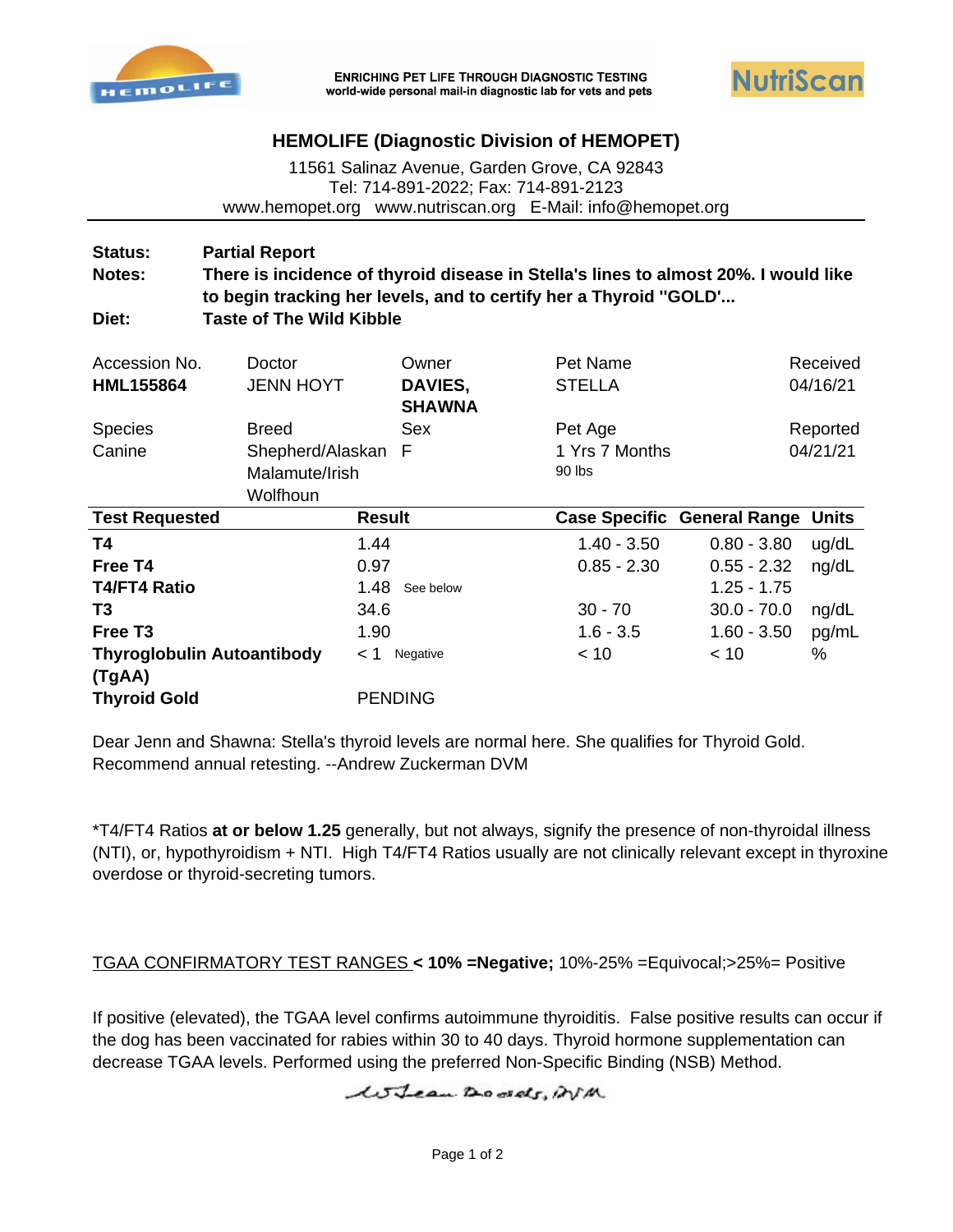ENRICHING PET LIFE THROUGH DIAGNOSTIC TESTING
world-wide personal mail-in diagnostic lab for vets and pets

NutriScan

## HEMOLIFE (Diagnostic Division of HEMOPET)

11561 Salinaz Avenue, Garden Grove, CA 92843
Tel: 714-891-2022; Fax: 714-891-2123
www.hemopet.org www.nutriscan.org E-Mail: info@hemopet.org

**Status:** **Partial Report**
**Notes:** **There is incidence of thyroid disease in Stella's lines to almost 20%. I would like to begin tracking her levels, and to certify her a Thyroid "GOLD'...**
**Diet:** **Taste of The Wild Kibble**

| Accession No. | Doctor | Owner | Pet Name | Received |
|---|---|---|---|---|
| **HML155864** | JENN HOYT | **DAVIES, SHAWNA** | STELLA | 04/16/21 |
| Species | Breed | Sex | Pet Age | Reported |
| Canine | Shepherd/Alaskan Malamute/Irish Wolfhoun | F | 1 Yrs 7 Months<br>90 lbs | 04/21/21 |

| Test Requested | Result | Case Specific | General Range | Units |
|---|---|---|---|---|
| **T4** | 1.44 | 1.40 - 3.50 | 0.80 - 3.80 | ug/dL |
| **Free T4** | 0.97 | 0.85 - 2.30 | 0.55 - 2.32 | ng/dL |
| **T4/FT4 Ratio** | 1.48 See below | | 1.25 - 1.75 | |
| **T3** | 34.6 | 30 - 70 | 30.0 - 70.0 | ng/dL |
| **Free T3** | 1.90 | 1.6 - 3.5 | 1.60 - 3.50 | pg/mL |
| **Thyroglobulin Autoantibody (TgAA)** | < 1 Negative | < 10 | < 10 | % |
| **Thyroid Gold** | PENDING | | | |

Dear Jenn and Shawna: Stella's thyroid levels are normal here. She qualifies for Thyroid Gold. Recommend annual retesting. --Andrew Zuckerman DVM

*T4/FT4 Ratios **at or below 1.25** generally, but not always, signify the presence of non-thyroidal illness (NTI), or, hypothyroidism + NTI. High T4/FT4 Ratios usually are not clinically relevant except in thyroxine overdose or thyroid-secreting tumors.

<u>TGAA CONFIRMATORY TEST RANGES</u> **< 10% =Negative;** 10%-25% =Equivocal;>25%= Positive

If positive (elevated), the TGAA level confirms autoimmune thyroiditis. False positive results can occur if the dog has been vaccinated for rabies within 30 to 40 days. Thyroid hormone supplementation can decrease TGAA levels. Performed using the preferred Non-Specific Binding (NSB) Method.

W. Jean Dodds, DVM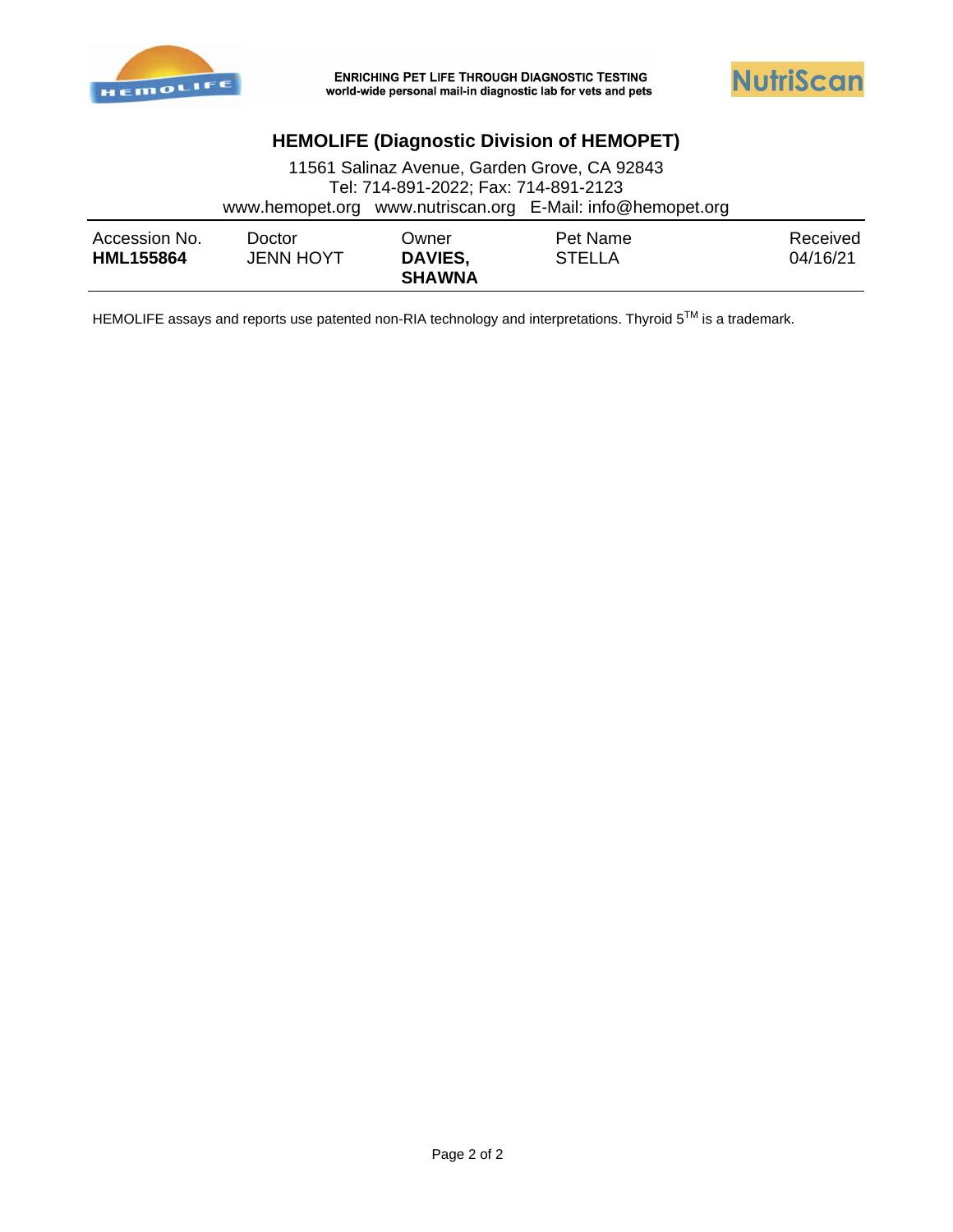ENRICHING PET LIFE THROUGH DIAGNOSTIC TESTING
world-wide personal mail-in diagnostic lab for vets and pets

## HEMOLIFE (Diagnostic Division of HEMOPET)

11561 Salinaz Avenue, Garden Grove, CA 92843
Tel: 714-891-2022; Fax: 714-891-2123
www.hemopet.org www.nutriscan.org E-Mail: info@hemopet.org

| Accession No. | Doctor | Owner | Pet Name | Received |
|---|---|---|---|---|
| **HML155864** | JENN HOYT | **DAVIES, SHAWNA** | STELLA | 04/16/21 |

HEMOLIFE assays and reports use patented non-RIA technology and interpretations. Thyroid 5™ is a trademark.